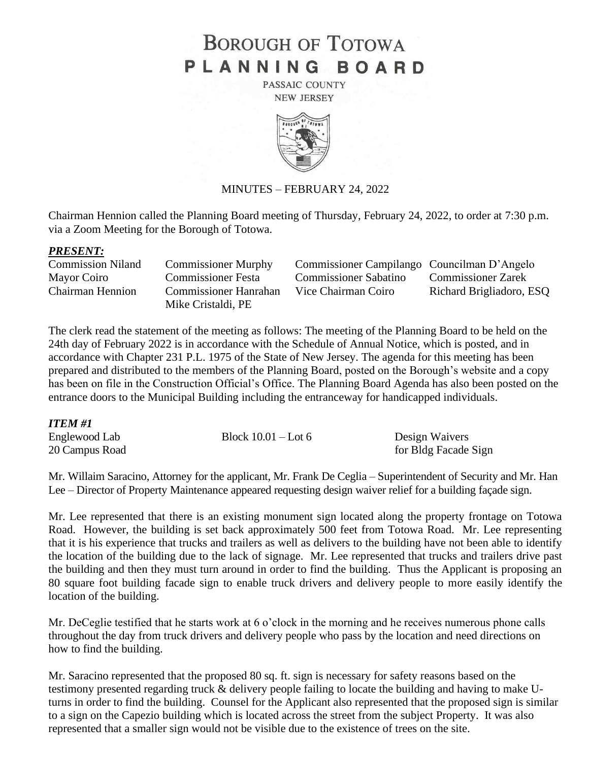# BOROUGH OF TOTOWA
# PLANNING BOARD

PASSAIC COUNTY
NEW JERSEY

MINUTES – FEBRUARY 24, 2022

Chairman Hennion called the Planning Board meeting of Thursday, February 24, 2022, to order at 7:30 p.m. via a Zoom Meeting for the Borough of Totowa.

***PRESENT:***

| | | | |
|---|---|---|---|
| Commission Niland | Commissioner Murphy | Commissioner Campilango | Councilman D'Angelo |
| Mayor Coiro | Commissioner Festa | Commissioner Sabatino | Commissioner Zarek |
| Chairman Hennion | Commissioner Hanrahan | Vice Chairman Coiro | Richard Brigliadoro, ESQ |
| | Mike Cristaldi, PE | | |

The clerk read the statement of the meeting as follows: The meeting of the Planning Board to be held on the 24th day of February 2022 is in accordance with the Schedule of Annual Notice, which is posted, and in accordance with Chapter 231 P.L. 1975 of the State of New Jersey. The agenda for this meeting has been prepared and distributed to the members of the Planning Board, posted on the Borough's website and a copy has been on file in the Construction Official's Office. The Planning Board Agenda has also been posted on the entrance doors to the Municipal Building including the entranceway for handicapped individuals.

***ITEM #1***

| | | |
|---|---|---|
| Englewood Lab | Block 10.01 – Lot 6 | Design Waivers |
| 20 Campus Road | | for Bldg Facade Sign |

Mr. Willaim Saracino, Attorney for the applicant, Mr. Frank De Ceglia – Superintendent of Security and Mr. Han Lee – Director of Property Maintenance appeared requesting design waiver relief for a building façade sign.

Mr. Lee represented that there is an existing monument sign located along the property frontage on Totowa Road. However, the building is set back approximately 500 feet from Totowa Road. Mr. Lee representing that it is his experience that trucks and trailers as well as delivers to the building have not been able to identify the location of the building due to the lack of signage. Mr. Lee represented that trucks and trailers drive past the building and then they must turn around in order to find the building. Thus the Applicant is proposing an 80 square foot building facade sign to enable truck drivers and delivery people to more easily identify the location of the building.

Mr. DeCeglie testified that he starts work at 6 o'clock in the morning and he receives numerous phone calls throughout the day from truck drivers and delivery people who pass by the location and need directions on how to find the building.

Mr. Saracino represented that the proposed 80 sq. ft. sign is necessary for safety reasons based on the testimony presented regarding truck & delivery people failing to locate the building and having to make U-turns in order to find the building. Counsel for the Applicant also represented that the proposed sign is similar to a sign on the Capezio building which is located across the street from the subject Property. It was also represented that a smaller sign would not be visible due to the existence of trees on the site.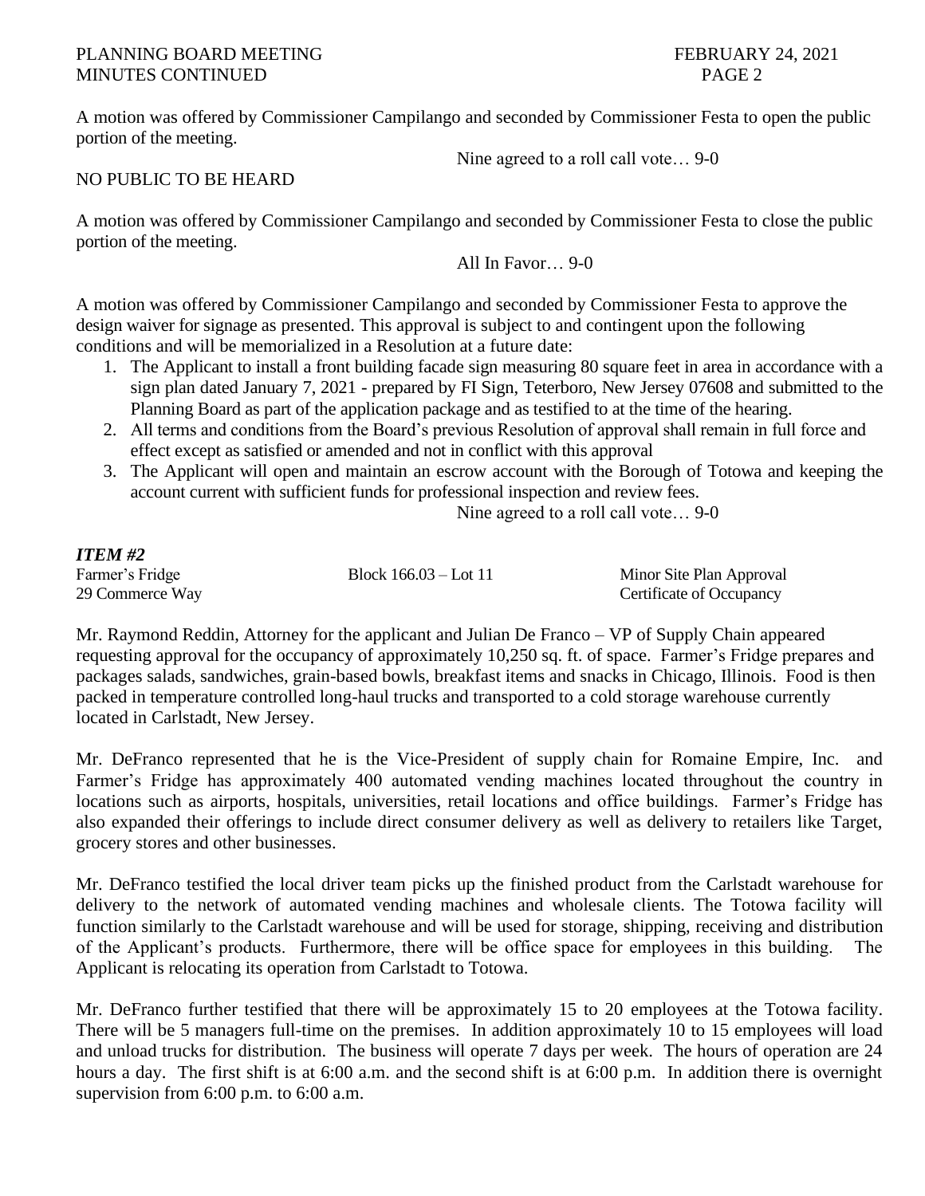A motion was offered by Commissioner Campilango and seconded by Commissioner Festa to open the public portion of the meeting.

Nine agreed to a roll call vote… 9-0

NO PUBLIC TO BE HEARD

A motion was offered by Commissioner Campilango and seconded by Commissioner Festa to close the public portion of the meeting.

All In Favor… 9-0

A motion was offered by Commissioner Campilango and seconded by Commissioner Festa to approve the design waiver for signage as presented. This approval is subject to and contingent upon the following conditions and will be memorialized in a Resolution at a future date:

1. The Applicant to install a front building facade sign measuring 80 square feet in area in accordance with a sign plan dated January 7, 2021 - prepared by FI Sign, Teterboro, New Jersey 07608 and submitted to the Planning Board as part of the application package and as testified to at the time of the hearing.
2. All terms and conditions from the Board's previous Resolution of approval shall remain in full force and effect except as satisfied or amended and not in conflict with this approval
3. The Applicant will open and maintain an escrow account with the Borough of Totowa and keeping the account current with sufficient funds for professional inspection and review fees.

Nine agreed to a roll call vote… 9-0

***ITEM #2***

| | | |
|---|---|---|
| Farmer's Fridge | Block 166.03 – Lot 11 | Minor Site Plan Approval |
| 29 Commerce Way | | Certificate of Occupancy |

Mr. Raymond Reddin, Attorney for the applicant and Julian De Franco – VP of Supply Chain appeared requesting approval for the occupancy of approximately 10,250 sq. ft. of space. Farmer's Fridge prepares and packages salads, sandwiches, grain-based bowls, breakfast items and snacks in Chicago, Illinois. Food is then packed in temperature controlled long-haul trucks and transported to a cold storage warehouse currently located in Carlstadt, New Jersey.

Mr. DeFranco represented that he is the Vice-President of supply chain for Romaine Empire, Inc. and Farmer's Fridge has approximately 400 automated vending machines located throughout the country in locations such as airports, hospitals, universities, retail locations and office buildings. Farmer's Fridge has also expanded their offerings to include direct consumer delivery as well as delivery to retailers like Target, grocery stores and other businesses.

Mr. DeFranco testified the local driver team picks up the finished product from the Carlstadt warehouse for delivery to the network of automated vending machines and wholesale clients. The Totowa facility will function similarly to the Carlstadt warehouse and will be used for storage, shipping, receiving and distribution of the Applicant's products. Furthermore, there will be office space for employees in this building. The Applicant is relocating its operation from Carlstadt to Totowa.

Mr. DeFranco further testified that there will be approximately 15 to 20 employees at the Totowa facility. There will be 5 managers full-time on the premises. In addition approximately 10 to 15 employees will load and unload trucks for distribution. The business will operate 7 days per week. The hours of operation are 24 hours a day. The first shift is at 6:00 a.m. and the second shift is at 6:00 p.m. In addition there is overnight supervision from 6:00 p.m. to 6:00 a.m.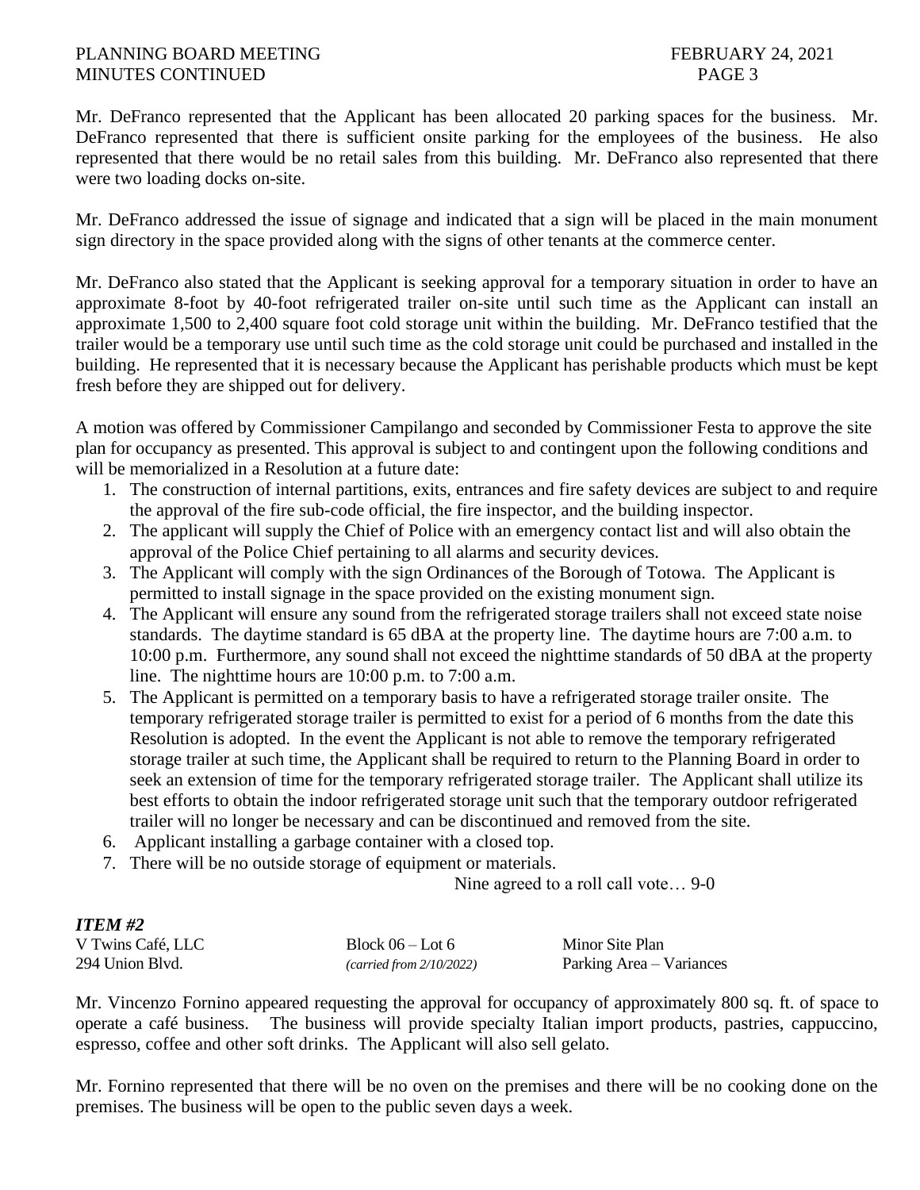Mr. DeFranco represented that the Applicant has been allocated 20 parking spaces for the business. Mr. DeFranco represented that there is sufficient onsite parking for the employees of the business. He also represented that there would be no retail sales from this building. Mr. DeFranco also represented that there were two loading docks on-site.

Mr. DeFranco addressed the issue of signage and indicated that a sign will be placed in the main monument sign directory in the space provided along with the signs of other tenants at the commerce center.

Mr. DeFranco also stated that the Applicant is seeking approval for a temporary situation in order to have an approximate 8-foot by 40-foot refrigerated trailer on-site until such time as the Applicant can install an approximate 1,500 to 2,400 square foot cold storage unit within the building. Mr. DeFranco testified that the trailer would be a temporary use until such time as the cold storage unit could be purchased and installed in the building. He represented that it is necessary because the Applicant has perishable products which must be kept fresh before they are shipped out for delivery.

A motion was offered by Commissioner Campilango and seconded by Commissioner Festa to approve the site plan for occupancy as presented. This approval is subject to and contingent upon the following conditions and will be memorialized in a Resolution at a future date:

1. The construction of internal partitions, exits, entrances and fire safety devices are subject to and require the approval of the fire sub-code official, the fire inspector, and the building inspector.
2. The applicant will supply the Chief of Police with an emergency contact list and will also obtain the approval of the Police Chief pertaining to all alarms and security devices.
3. The Applicant will comply with the sign Ordinances of the Borough of Totowa. The Applicant is permitted to install signage in the space provided on the existing monument sign.
4. The Applicant will ensure any sound from the refrigerated storage trailers shall not exceed state noise standards. The daytime standard is 65 dBA at the property line. The daytime hours are 7:00 a.m. to 10:00 p.m. Furthermore, any sound shall not exceed the nighttime standards of 50 dBA at the property line. The nighttime hours are 10:00 p.m. to 7:00 a.m.
5. The Applicant is permitted on a temporary basis to have a refrigerated storage trailer onsite. The temporary refrigerated storage trailer is permitted to exist for a period of 6 months from the date this Resolution is adopted. In the event the Applicant is not able to remove the temporary refrigerated storage trailer at such time, the Applicant shall be required to return to the Planning Board in order to seek an extension of time for the temporary refrigerated storage trailer. The Applicant shall utilize its best efforts to obtain the indoor refrigerated storage unit such that the temporary outdoor refrigerated trailer will no longer be necessary and can be discontinued and removed from the site.
6. Applicant installing a garbage container with a closed top.
7. There will be no outside storage of equipment or materials.

Nine agreed to a roll call vote… 9-0

***ITEM #2***

| V Twins Café, LLC | Block 06 – Lot 6 | Minor Site Plan |
|---|---|---|
| 294 Union Blvd. | *(carried from 2/10/2022)* | Parking Area – Variances |

Mr. Vincenzo Fornino appeared requesting the approval for occupancy of approximately 800 sq. ft. of space to operate a café business. The business will provide specialty Italian import products, pastries, cappuccino, espresso, coffee and other soft drinks. The Applicant will also sell gelato.

Mr. Fornino represented that there will be no oven on the premises and there will be no cooking done on the premises. The business will be open to the public seven days a week.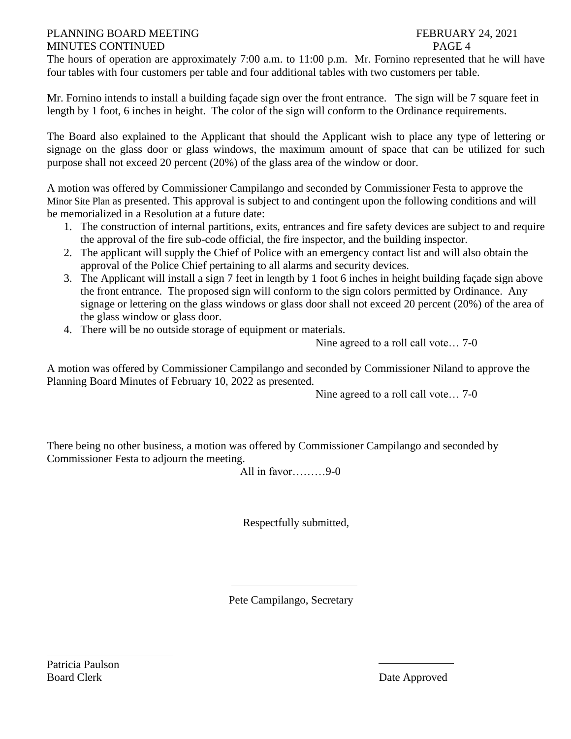The hours of operation are approximately 7:00 a.m. to 11:00 p.m. Mr. Fornino represented that he will have four tables with four customers per table and four additional tables with two customers per table.

Mr. Fornino intends to install a building façade sign over the front entrance. The sign will be 7 square feet in length by 1 foot, 6 inches in height. The color of the sign will conform to the Ordinance requirements.

The Board also explained to the Applicant that should the Applicant wish to place any type of lettering or signage on the glass door or glass windows, the maximum amount of space that can be utilized for such purpose shall not exceed 20 percent (20%) of the glass area of the window or door.

A motion was offered by Commissioner Campilango and seconded by Commissioner Festa to approve the Minor Site Plan as presented. This approval is subject to and contingent upon the following conditions and will be memorialized in a Resolution at a future date:

1. The construction of internal partitions, exits, entrances and fire safety devices are subject to and require the approval of the fire sub-code official, the fire inspector, and the building inspector.
2. The applicant will supply the Chief of Police with an emergency contact list and will also obtain the approval of the Police Chief pertaining to all alarms and security devices.
3. The Applicant will install a sign 7 feet in length by 1 foot 6 inches in height building façade sign above the front entrance. The proposed sign will conform to the sign colors permitted by Ordinance. Any signage or lettering on the glass windows or glass door shall not exceed 20 percent (20%) of the area of the glass window or glass door.
4. There will be no outside storage of equipment or materials.

Nine agreed to a roll call vote… 7-0

A motion was offered by Commissioner Campilango and seconded by Commissioner Niland to approve the Planning Board Minutes of February 10, 2022 as presented.

Nine agreed to a roll call vote… 7-0

There being no other business, a motion was offered by Commissioner Campilango and seconded by Commissioner Festa to adjourn the meeting.

All in favor………9-0

Respectfully submitted,

\_\_\_\_\_\_\_\_\_\_\_\_\_\_\_\_\_\_\_\_\_\_\_\_

Pete Campilango, Secretary

\_\_\_\_\_\_\_\_\_\_\_\_\_\_\_\_\_\_\_\_\_\_\_\_

Patricia Paulson
Board Clerk

\_\_\_\_\_\_\_\_\_\_\_\_\_\_

Date Approved